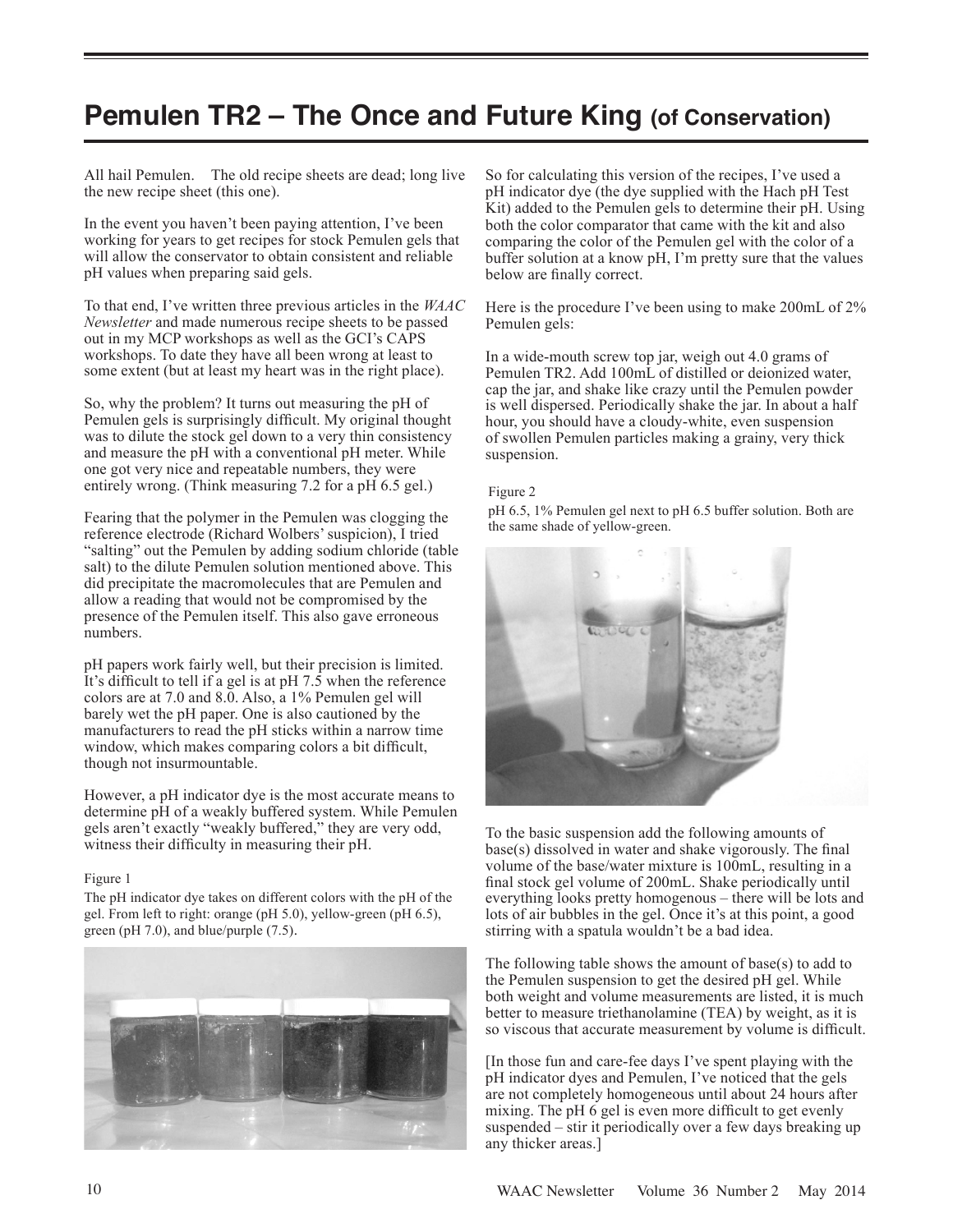# Pemulen TR2 – The Once and Future King (of Conservation)

All hail Pemulen. The old recipe sheets are dead; long live the new recipe sheet (this one).

In the event you haven't been paying attention, I've been working for years to get recipes for stock Pemulen gels that will allow the conservator to obtain consistent and reliable pH values when preparing said gels.

To that end, I've written three previous articles in the *WAAC Newsletter* and made numerous recipe sheets to be passed out in my MCP workshops as well as the GCI's CAPS workshops. To date they have all been wrong at least to some extent (but at least my heart was in the right place).

So, why the problem? It turns out measuring the pH of Pemulen gels is surprisingly difficult. My original thought was to dilute the stock gel down to a very thin consistency and measure the pH with a conventional pH meter. While one got very nice and repeatable numbers, they were entirely wrong. (Think measuring 7.2 for a pH 6.5 gel.)

Fearing that the polymer in the Pemulen was clogging the reference electrode (Richard Wolbers' suspicion), I tried "salting" out the Pemulen by adding sodium chloride (table salt) to the dilute Pemulen solution mentioned above. This did precipitate the macromolecules that are Pemulen and allow a reading that would not be compromised by the presence of the Pemulen itself. This also gave erroneous numbers.

pH papers work fairly well, but their precision is limited. It's difficult to tell if a gel is at pH 7.5 when the reference colors are at 7.0 and 8.0. Also, a 1% Pemulen gel will barely wet the pH paper. One is also cautioned by the manufacturers to read the pH sticks within a narrow time window, which makes comparing colors a bit difficult, though not insurmountable.

However, a pH indicator dye is the most accurate means to determine pH of a weakly buffered system. While Pemulen gels aren't exactly "weakly buffered," they are very odd, witness their difficulty in measuring their pH.

Figure 1

The pH indicator dye takes on different colors with the pH of the gel. From left to right: orange (pH 5.0), yellow-green (pH 6.5), green (pH 7.0), and blue/purple (7.5).

So for calculating this version of the recipes, I've used a pH indicator dye (the dye supplied with the Hach pH Test Kit) added to the Pemulen gels to determine their pH. Using both the color comparator that came with the kit and also comparing the color of the Pemulen gel with the color of a buffer solution at a know pH, I'm pretty sure that the values below are finally correct.

Here is the procedure I've been using to make 200mL of 2% Pemulen gels:

In a wide-mouth screw top jar, weigh out 4.0 grams of Pemulen TR2. Add 100mL of distilled or deionized water, cap the jar, and shake like crazy until the Pemulen powder is well dispersed. Periodically shake the jar. In about a half hour, you should have a cloudy-white, even suspension of swollen Pemulen particles making a grainy, very thick suspension.

Figure 2

pH 6.5, 1% Pemulen gel next to pH 6.5 buffer solution. Both are the same shade of yellow-green.

To the basic suspension add the following amounts of base(s) dissolved in water and shake vigorously. The final volume of the base/water mixture is 100mL, resulting in a final stock gel volume of 200mL. Shake periodically until everything looks pretty homogenous – there will be lots and lots of air bubbles in the gel. Once it's at this point, a good stirring with a spatula wouldn't be a bad idea.

The following table shows the amount of base(s) to add to the Pemulen suspension to get the desired pH gel. While both weight and volume measurements are listed, it is much better to measure triethanolamine (TEA) by weight, as it is so viscous that accurate measurement by volume is difficult.

[In those fun and care-fee days I've spent playing with the pH indicator dyes and Pemulen, I've noticed that the gels are not completely homogeneous until about 24 hours after mixing. The pH 6 gel is even more difficult to get evenly suspended – stir it periodically over a few days breaking up any thicker areas.]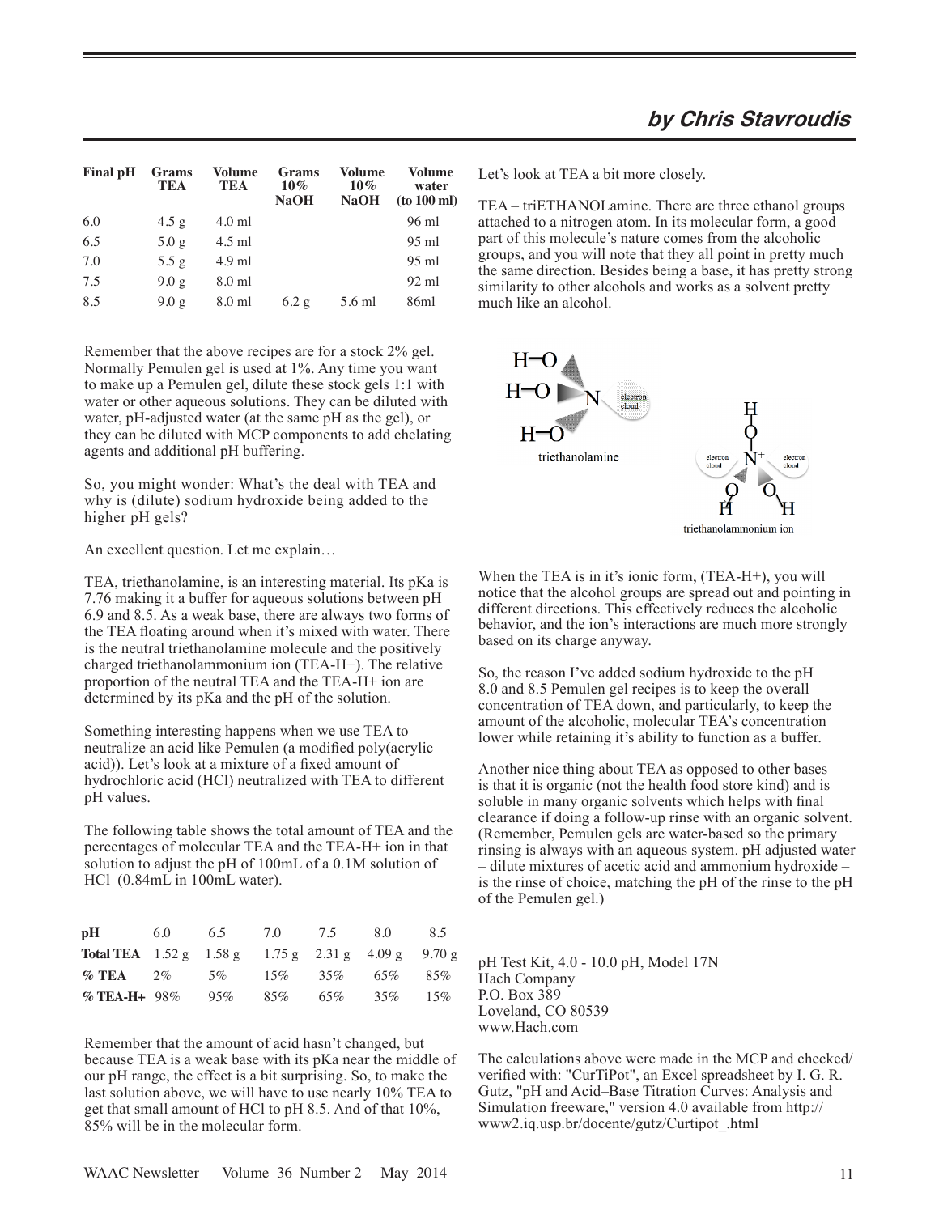**by Chris Stavroudis**

| Final pH | Grams TEA | Volume TEA | Grams 10% NaOH | Volume 10% NaOH | Volume water (to 100 ml) |
|---|---|---|---|---|---|
| 6.0 | 4.5 g | 4.0 ml | | | 96 ml |
| 6.5 | 5.0 g | 4.5 ml | | | 95 ml |
| 7.0 | 5.5 g | 4.9 ml | | | 95 ml |
| 7.5 | 9.0 g | 8.0 ml | | | 92 ml |
| 8.5 | 9.0 g | 8.0 ml | 6.2 g | 5.6 ml | 86ml |

Remember that the above recipes are for a stock 2% gel. Normally Pemulen gel is used at 1%. Any time you want to make up a Pemulen gel, dilute these stock gels 1:1 with water or other aqueous solutions. They can be diluted with water, pH-adjusted water (at the same pH as the gel), or they can be diluted with MCP components to add chelating agents and additional pH buffering.

So, you might wonder: What's the deal with TEA and why is (dilute) sodium hydroxide being added to the higher pH gels?

An excellent question. Let me explain…

TEA, triethanolamine, is an interesting material. Its pKa is 7.76 making it a buffer for aqueous solutions between pH 6.9 and 8.5. As a weak base, there are always two forms of the TEA floating around when it's mixed with water. There is the neutral triethanolamine molecule and the positively charged triethanolammonium ion (TEA-H+). The relative proportion of the neutral TEA and the TEA-H+ ion are determined by its pKa and the pH of the solution.

Something interesting happens when we use TEA to neutralize an acid like Pemulen (a modified poly(acrylic acid)). Let's look at a mixture of a fixed amount of hydrochloric acid (HCl) neutralized with TEA to different pH values.

The following table shows the total amount of TEA and the percentages of molecular TEA and the TEA-H+ ion in that solution to adjust the pH of 100mL of a 0.1M solution of HCl (0.84mL in 100mL water).

| **pH** | 6.0 | 6.5 | 7.0 | 7.5 | 8.0 | 8.5 |
|---|---|---|---|---|---|---|
| **Total TEA** | 1.52 g | 1.58 g | 1.75 g | 2.31 g | 4.09 g | 9.70 g |
| **% TEA** | 2% | 5% | 15% | 35% | 65% | 85% |
| **% TEA-H+** | 98% | 95% | 85% | 65% | 35% | 15% |

Remember that the amount of acid hasn't changed, but because TEA is a weak base with its pKa near the middle of our pH range, the effect is a bit surprising. So, to make the last solution above, we will have to use nearly 10% TEA to get that small amount of HCl to pH 8.5. And of that 10%, 85% will be in the molecular form.

Let's look at TEA a bit more closely.

TEA – triETHANOLamine. There are three ethanol groups attached to a nitrogen atom. In its molecular form, a good part of this molecule's nature comes from the alcoholic groups, and you will note that they all point in pretty much the same direction. Besides being a base, it has pretty strong similarity to other alcohols and works as a solvent pretty much like an alcohol.

H–O
H–O N electron cloud
H–O
triethanolamine

H
O
electron cloud N+ electron cloud
O O
H H
triethanolammonium ion

When the TEA is in it's ionic form, (TEA-H+), you will notice that the alcohol groups are spread out and pointing in different directions. This effectively reduces the alcoholic behavior, and the ion's interactions are much more strongly based on its charge anyway.

So, the reason I've added sodium hydroxide to the pH 8.0 and 8.5 Pemulen gel recipes is to keep the overall concentration of TEA down, and particularly, to keep the amount of the alcoholic, molecular TEA's concentration lower while retaining it's ability to function as a buffer.

Another nice thing about TEA as opposed to other bases is that it is organic (not the health food store kind) and is soluble in many organic solvents which helps with final clearance if doing a follow-up rinse with an organic solvent. (Remember, Pemulen gels are water-based so the primary rinsing is always with an aqueous system. pH adjusted water – dilute mixtures of acetic acid and ammonium hydroxide – is the rinse of choice, matching the pH of the rinse to the pH of the Pemulen gel.)

pH Test Kit, 4.0 - 10.0 pH, Model 17N
Hach Company
P.O. Box 389
Loveland, CO 80539
www.Hach.com

The calculations above were made in the MCP and checked/verified with: "CurTiPot", an Excel spreadsheet by I. G. R. Gutz, "pH and Acid–Base Titration Curves: Analysis and Simulation freeware," version 4.0 available from http://www2.iq.usp.br/docente/gutz/Curtipot_.html